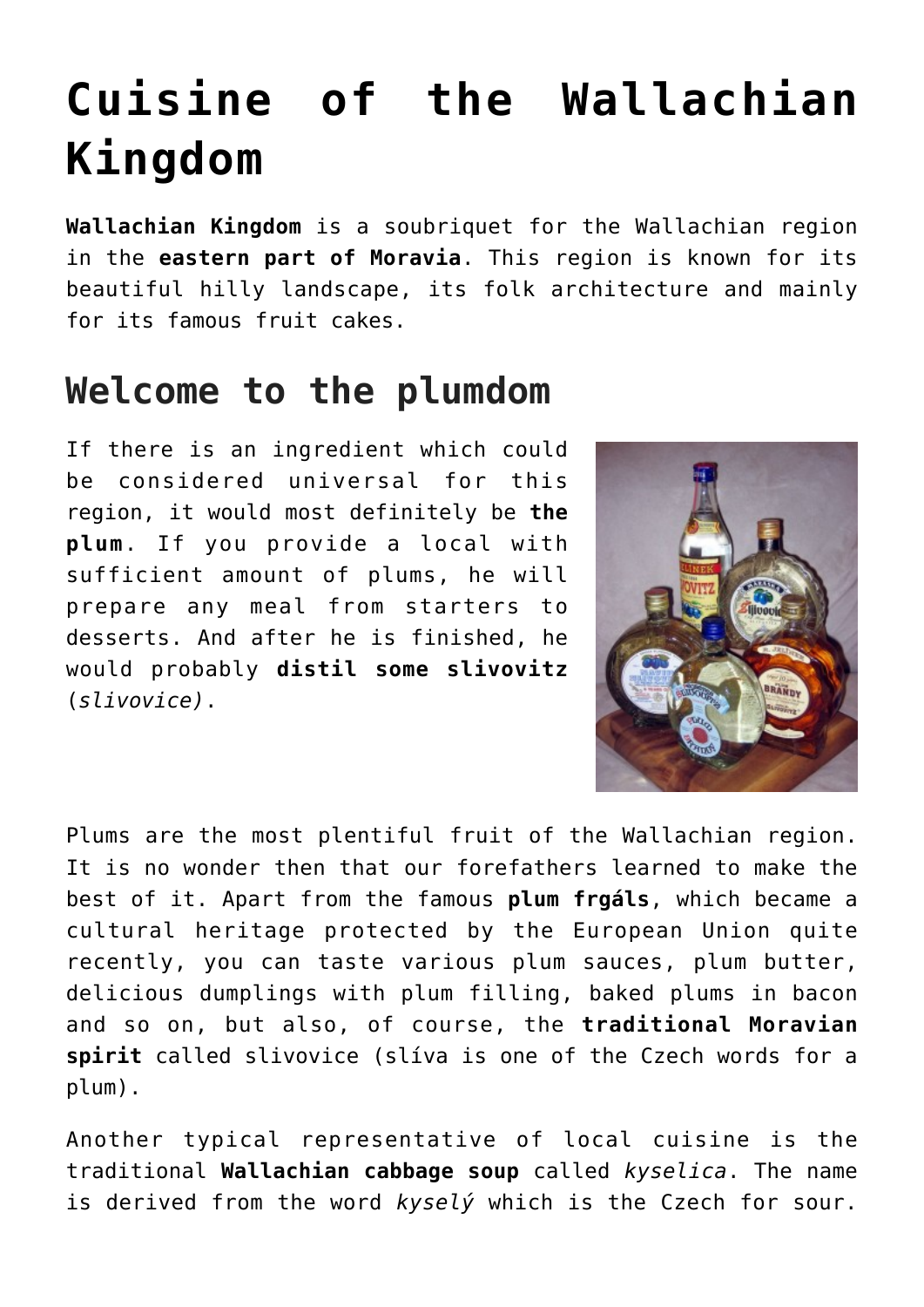# Cuisine of the Wallachian Kingdom

**Wallachian Kingdom** is a soubriquet for the Wallachian region in the **eastern part of Moravia**. This region is known for its beautiful hilly landscape, its folk architecture and mainly for its famous fruit cakes.

## Welcome to the plumdom

If there is an ingredient which could be considered universal for this region, it would most definitely be **the plum**. If you provide a local with sufficient amount of plums, he will prepare any meal from starters to desserts. And after he is finished, he would probably **distil some slivovitz** (*slivovice).*

Plums are the most plentiful fruit of the Wallachian region. It is no wonder then that our forefathers learned to make the best of it. Apart from the famous **plum frgáls**, which became a cultural heritage protected by the European Union quite recently, you can taste various plum sauces, plum butter, delicious dumplings with plum filling, baked plums in bacon and so on, but also, of course, the **traditional Moravian spirit** called slivovice (slíva is one of the Czech words for a plum).

Another typical representative of local cuisine is the traditional **Wallachian cabbage soup** called *kyselica*. The name is derived from the word *kyselý* which is the Czech for sour.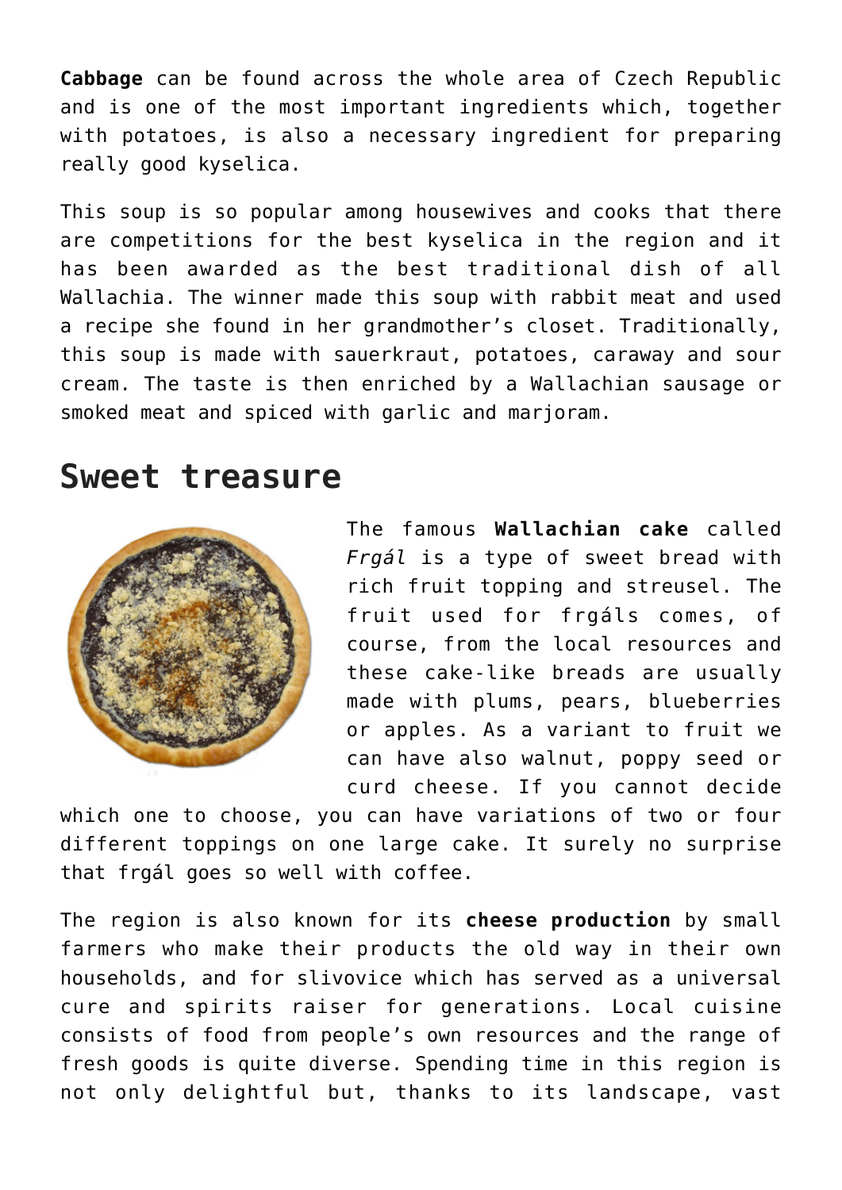**Cabbage** can be found across the whole area of Czech Republic and is one of the most important ingredients which, together with potatoes, is also a necessary ingredient for preparing really good kyselica.

This soup is so popular among housewives and cooks that there are competitions for the best kyselica in the region and it has been awarded as the best traditional dish of all Wallachia. The winner made this soup with rabbit meat and used a recipe she found in her grandmother's closet. Traditionally, this soup is made with sauerkraut, potatoes, caraway and sour cream. The taste is then enriched by a Wallachian sausage or smoked meat and spiced with garlic and marjoram.

## Sweet treasure

The famous **Wallachian cake** called *Frgál* is a type of sweet bread with rich fruit topping and streusel. The fruit used for frgáls comes, of course, from the local resources and these cake-like breads are usually made with plums, pears, blueberries or apples. As a variant to fruit we can have also walnut, poppy seed or curd cheese. If you cannot decide which one to choose, you can have variations of two or four different toppings on one large cake. It surely no surprise that frgál goes so well with coffee.

The region is also known for its **cheese production** by small farmers who make their products the old way in their own households, and for slivovice which has served as a universal cure and spirits raiser for generations. Local cuisine consists of food from people's own resources and the range of fresh goods is quite diverse. Spending time in this region is not only delightful but, thanks to its landscape, vast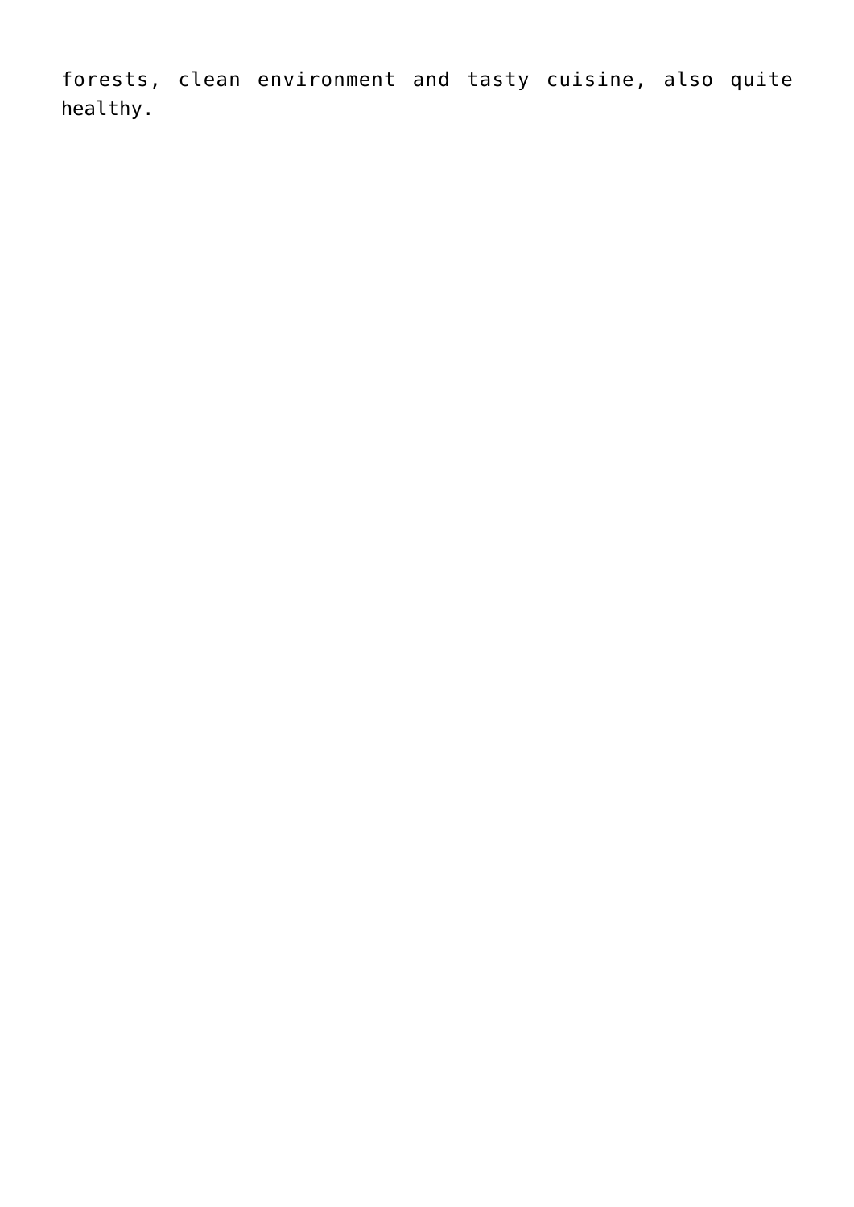forests, clean environment and tasty cuisine, also quite healthy.